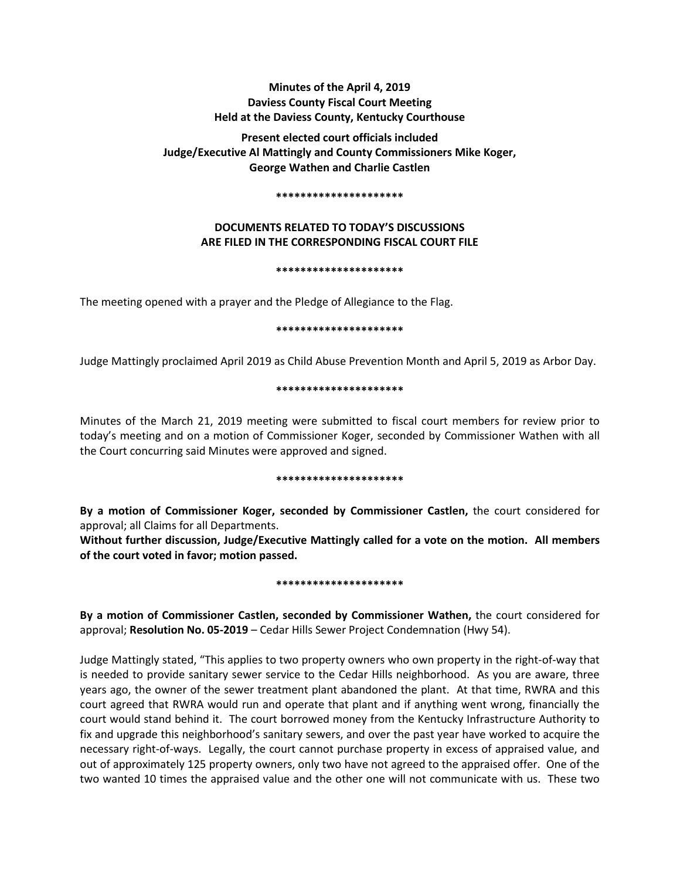**Minutes of the April 4, 2019**
**Daviess County Fiscal Court Meeting**
**Held at the Daviess County, Kentucky Courthouse**

**Present elected court officials included**
**Judge/Executive Al Mattingly and County Commissioners Mike Koger,**
**George Wathen and Charlie Castlen**

**\*\*\*\*\*\*\*\*\*\*\*\*\*\*\*\*\*\*\*\*\***

**DOCUMENTS RELATED TO TODAY'S DISCUSSIONS**
**ARE FILED IN THE CORRESPONDING FISCAL COURT FILE**

**\*\*\*\*\*\*\*\*\*\*\*\*\*\*\*\*\*\*\*\*\***

The meeting opened with a prayer and the Pledge of Allegiance to the Flag.

**\*\*\*\*\*\*\*\*\*\*\*\*\*\*\*\*\*\*\*\*\***

Judge Mattingly proclaimed April 2019 as Child Abuse Prevention Month and April 5, 2019 as Arbor Day.

**\*\*\*\*\*\*\*\*\*\*\*\*\*\*\*\*\*\*\*\*\***

Minutes of the March 21, 2019 meeting were submitted to fiscal court members for review prior to today's meeting and on a motion of Commissioner Koger, seconded by Commissioner Wathen with all the Court concurring said Minutes were approved and signed.

**\*\*\*\*\*\*\*\*\*\*\*\*\*\*\*\*\*\*\*\*\***

**By a motion of Commissioner Koger, seconded by Commissioner Castlen,** the court considered for approval; all Claims for all Departments.
**Without further discussion, Judge/Executive Mattingly called for a vote on the motion. All members of the court voted in favor; motion passed.**

**\*\*\*\*\*\*\*\*\*\*\*\*\*\*\*\*\*\*\*\*\***

**By a motion of Commissioner Castlen, seconded by Commissioner Wathen,** the court considered for approval; **Resolution No. 05-2019** – Cedar Hills Sewer Project Condemnation (Hwy 54).

Judge Mattingly stated, "This applies to two property owners who own property in the right-of-way that is needed to provide sanitary sewer service to the Cedar Hills neighborhood. As you are aware, three years ago, the owner of the sewer treatment plant abandoned the plant. At that time, RWRA and this court agreed that RWRA would run and operate that plant and if anything went wrong, financially the court would stand behind it. The court borrowed money from the Kentucky Infrastructure Authority to fix and upgrade this neighborhood's sanitary sewers, and over the past year have worked to acquire the necessary right-of-ways. Legally, the court cannot purchase property in excess of appraised value, and out of approximately 125 property owners, only two have not agreed to the appraised offer. One of the two wanted 10 times the appraised value and the other one will not communicate with us. These two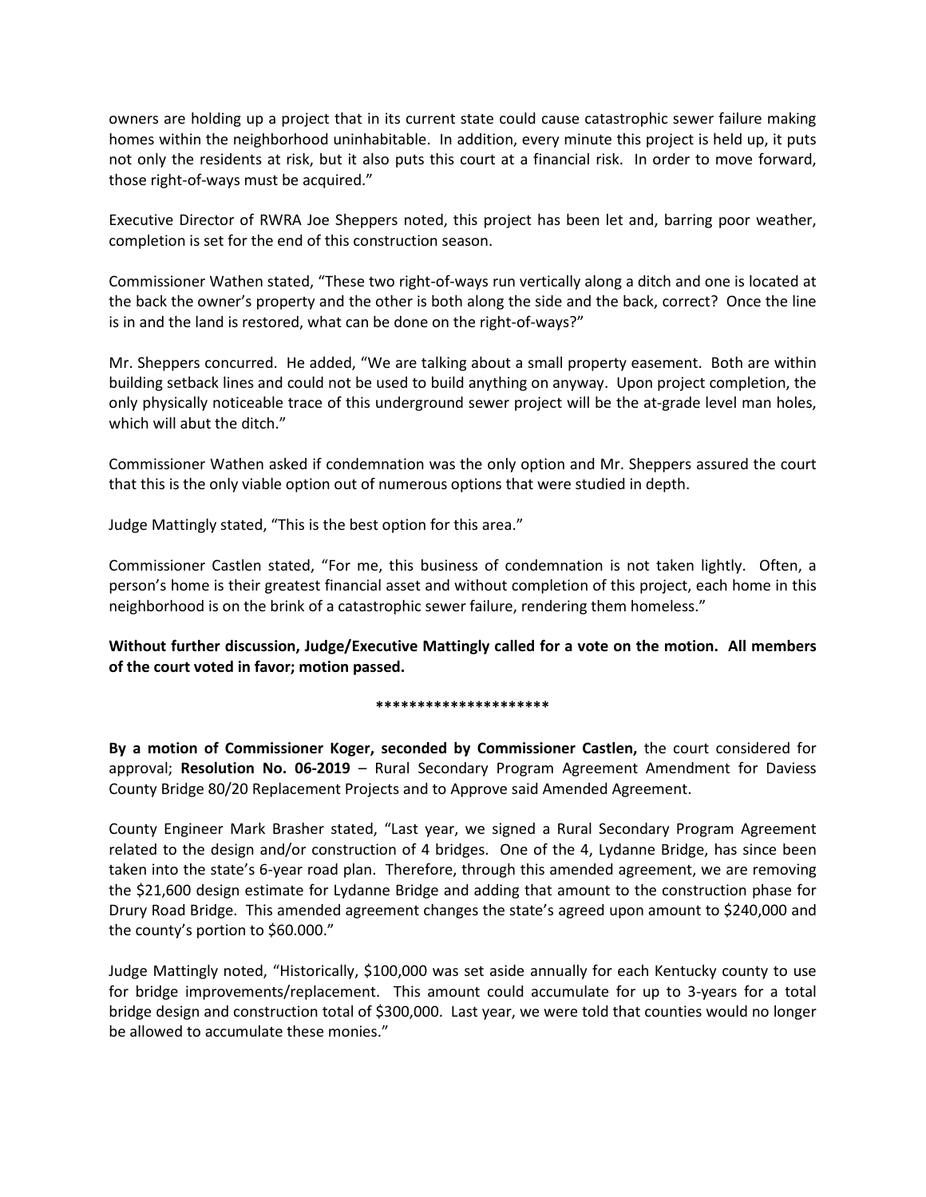owners are holding up a project that in its current state could cause catastrophic sewer failure making homes within the neighborhood uninhabitable. In addition, every minute this project is held up, it puts not only the residents at risk, but it also puts this court at a financial risk. In order to move forward, those right-of-ways must be acquired."

Executive Director of RWRA Joe Sheppers noted, this project has been let and, barring poor weather, completion is set for the end of this construction season.

Commissioner Wathen stated, "These two right-of-ways run vertically along a ditch and one is located at the back the owner's property and the other is both along the side and the back, correct? Once the line is in and the land is restored, what can be done on the right-of-ways?"

Mr. Sheppers concurred. He added, "We are talking about a small property easement. Both are within building setback lines and could not be used to build anything on anyway. Upon project completion, the only physically noticeable trace of this underground sewer project will be the at-grade level man holes, which will abut the ditch."

Commissioner Wathen asked if condemnation was the only option and Mr. Sheppers assured the court that this is the only viable option out of numerous options that were studied in depth.

Judge Mattingly stated, "This is the best option for this area."

Commissioner Castlen stated, "For me, this business of condemnation is not taken lightly. Often, a person's home is their greatest financial asset and without completion of this project, each home in this neighborhood is on the brink of a catastrophic sewer failure, rendering them homeless."

**Without further discussion, Judge/Executive Mattingly called for a vote on the motion. All members of the court voted in favor; motion passed.**

*********************

**By a motion of Commissioner Koger, seconded by Commissioner Castlen,** the court considered for approval; **Resolution No. 06-2019** – Rural Secondary Program Agreement Amendment for Daviess County Bridge 80/20 Replacement Projects and to Approve said Amended Agreement.

County Engineer Mark Brasher stated, "Last year, we signed a Rural Secondary Program Agreement related to the design and/or construction of 4 bridges. One of the 4, Lydanne Bridge, has since been taken into the state's 6-year road plan. Therefore, through this amended agreement, we are removing the $21,600 design estimate for Lydanne Bridge and adding that amount to the construction phase for Drury Road Bridge. This amended agreement changes the state's agreed upon amount to $240,000 and the county's portion to $60.000."

Judge Mattingly noted, "Historically, $100,000 was set aside annually for each Kentucky county to use for bridge improvements/replacement. This amount could accumulate for up to 3-years for a total bridge design and construction total of $300,000. Last year, we were told that counties would no longer be allowed to accumulate these monies."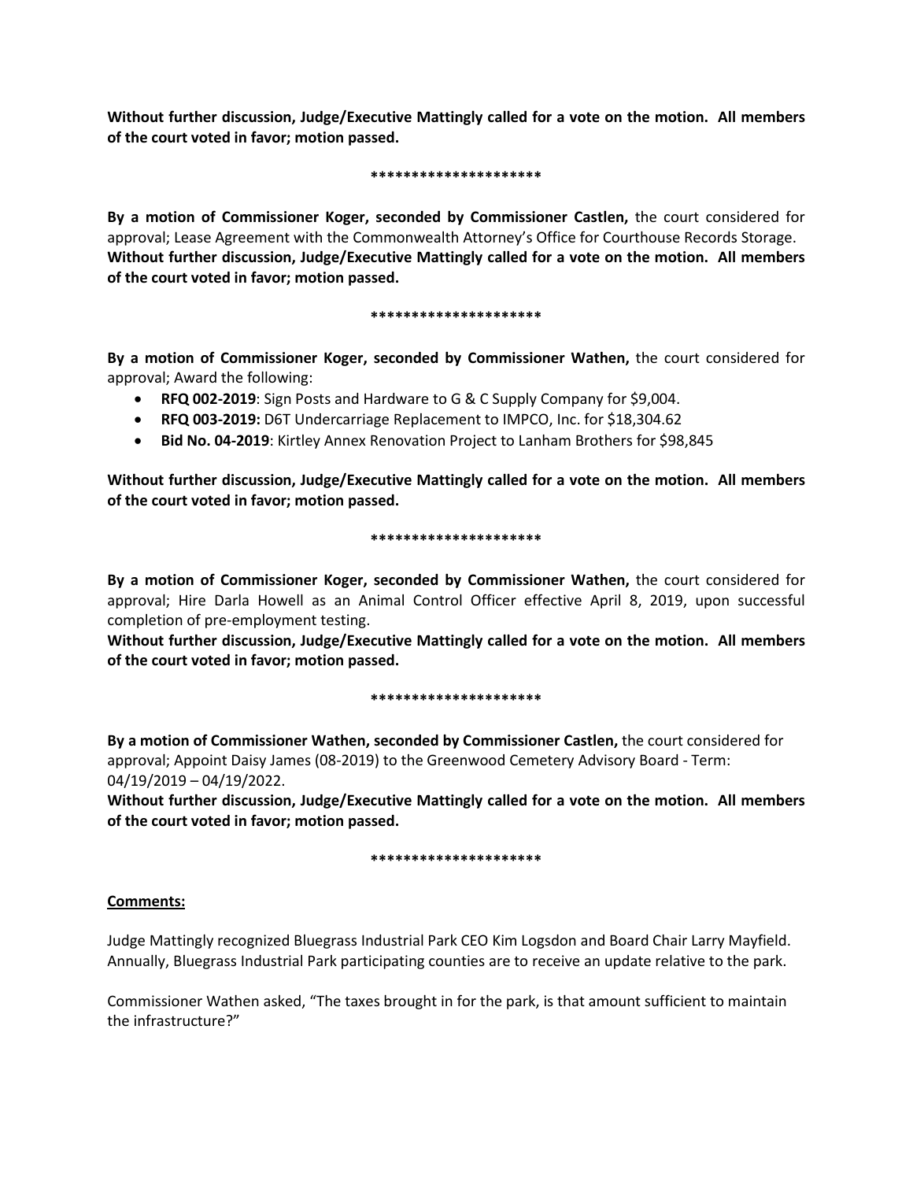**Without further discussion, Judge/Executive Mattingly called for a vote on the motion. All members of the court voted in favor; motion passed.**

*********************

**By a motion of Commissioner Koger, seconded by Commissioner Castlen,** the court considered for approval; Lease Agreement with the Commonwealth Attorney's Office for Courthouse Records Storage.
**Without further discussion, Judge/Executive Mattingly called for a vote on the motion. All members of the court voted in favor; motion passed.**

*********************

**By a motion of Commissioner Koger, seconded by Commissioner Wathen,** the court considered for approval; Award the following:

- **RFQ 002-2019**: Sign Posts and Hardware to G & C Supply Company for $9,004.
- **RFQ 003-2019:** D6T Undercarriage Replacement to IMPCO, Inc. for $18,304.62
- **Bid No. 04-2019**: Kirtley Annex Renovation Project to Lanham Brothers for $98,845

**Without further discussion, Judge/Executive Mattingly called for a vote on the motion. All members of the court voted in favor; motion passed.**

*********************

**By a motion of Commissioner Koger, seconded by Commissioner Wathen,** the court considered for approval; Hire Darla Howell as an Animal Control Officer effective April 8, 2019, upon successful completion of pre-employment testing.
**Without further discussion, Judge/Executive Mattingly called for a vote on the motion. All members of the court voted in favor; motion passed.**

*********************

**By a motion of Commissioner Wathen, seconded by Commissioner Castlen,** the court considered for approval; Appoint Daisy James (08-2019) to the Greenwood Cemetery Advisory Board - Term: 04/19/2019 – 04/19/2022.
**Without further discussion, Judge/Executive Mattingly called for a vote on the motion. All members of the court voted in favor; motion passed.**

*********************

**Comments:**

Judge Mattingly recognized Bluegrass Industrial Park CEO Kim Logsdon and Board Chair Larry Mayfield. Annually, Bluegrass Industrial Park participating counties are to receive an update relative to the park.

Commissioner Wathen asked, "The taxes brought in for the park, is that amount sufficient to maintain the infrastructure?"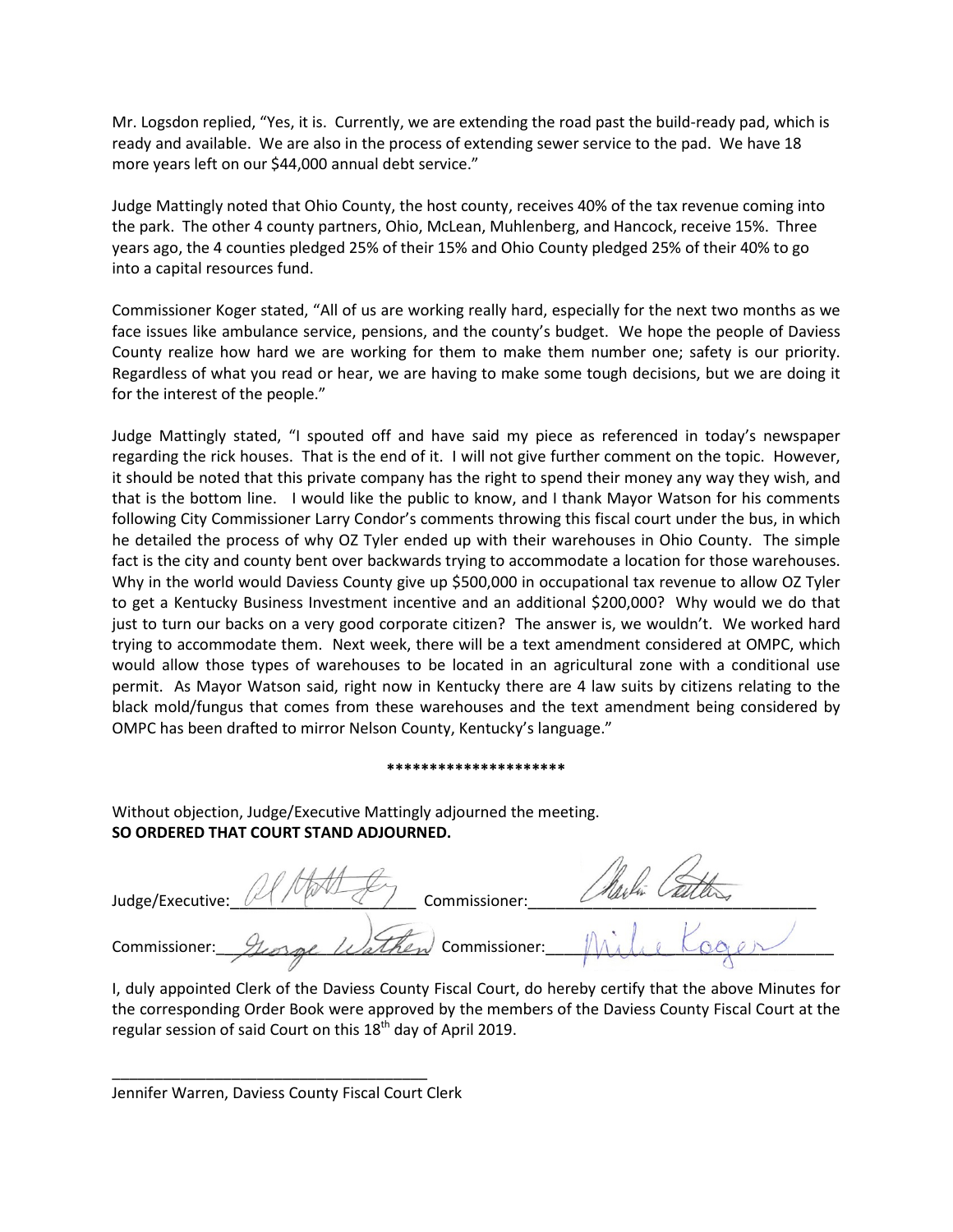Mr. Logsdon replied, "Yes, it is. Currently, we are extending the road past the build-ready pad, which is ready and available. We are also in the process of extending sewer service to the pad. We have 18 more years left on our $44,000 annual debt service."

Judge Mattingly noted that Ohio County, the host county, receives 40% of the tax revenue coming into the park. The other 4 county partners, Ohio, McLean, Muhlenberg, and Hancock, receive 15%. Three years ago, the 4 counties pledged 25% of their 15% and Ohio County pledged 25% of their 40% to go into a capital resources fund.

Commissioner Koger stated, "All of us are working really hard, especially for the next two months as we face issues like ambulance service, pensions, and the county's budget. We hope the people of Daviess County realize how hard we are working for them to make them number one; safety is our priority. Regardless of what you read or hear, we are having to make some tough decisions, but we are doing it for the interest of the people."

Judge Mattingly stated, "I spouted off and have said my piece as referenced in today's newspaper regarding the rick houses. That is the end of it. I will not give further comment on the topic. However, it should be noted that this private company has the right to spend their money any way they wish, and that is the bottom line. I would like the public to know, and I thank Mayor Watson for his comments following City Commissioner Larry Condor's comments throwing this fiscal court under the bus, in which he detailed the process of why OZ Tyler ended up with their warehouses in Ohio County. The simple fact is the city and county bent over backwards trying to accommodate a location for those warehouses. Why in the world would Daviess County give up $500,000 in occupational tax revenue to allow OZ Tyler to get a Kentucky Business Investment incentive and an additional $200,000? Why would we do that just to turn our backs on a very good corporate citizen? The answer is, we wouldn't. We worked hard trying to accommodate them. Next week, there will be a text amendment considered at OMPC, which would allow those types of warehouses to be located in an agricultural zone with a conditional use permit. As Mayor Watson said, right now in Kentucky there are 4 law suits by citizens relating to the black mold/fungus that comes from these warehouses and the text amendment being considered by OMPC has been drafted to mirror Nelson County, Kentucky's language."

********************

Without objection, Judge/Executive Mattingly adjourned the meeting.
**SO ORDERED THAT COURT STAND ADJOURNED.**

Judge/Executive: Al Mattingly Commissioner: Charlie Castlen

Commissioner: George Wathen Commissioner: Mike Koger

I, duly appointed Clerk of the Daviess County Fiscal Court, do hereby certify that the above Minutes for the corresponding Order Book were approved by the members of the Daviess County Fiscal Court at the regular session of said Court on this 18th day of April 2019.

_____________________________________

Jennifer Warren, Daviess County Fiscal Court Clerk